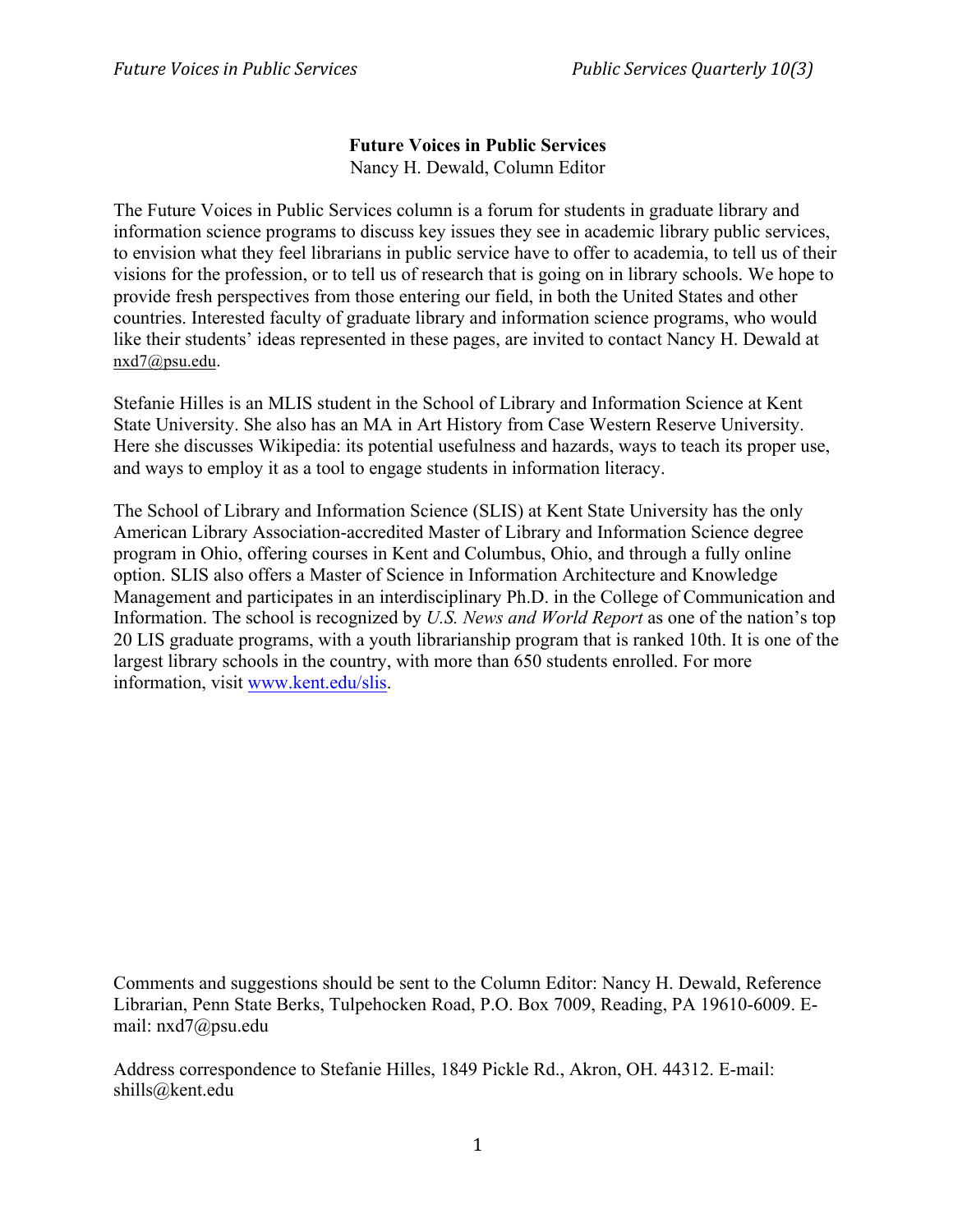**Future Voices in Public Services**
Nancy H. Dewald, Column Editor

The Future Voices in Public Services column is a forum for students in graduate library and information science programs to discuss key issues they see in academic library public services, to envision what they feel librarians in public service have to offer to academia, to tell us of their visions for the profession, or to tell us of research that is going on in library schools. We hope to provide fresh perspectives from those entering our field, in both the United States and other countries. Interested faculty of graduate library and information science programs, who would like their students' ideas represented in these pages, are invited to contact Nancy H. Dewald at nxd7@psu.edu.

Stefanie Hilles is an MLIS student in the School of Library and Information Science at Kent State University. She also has an MA in Art History from Case Western Reserve University. Here she discusses Wikipedia: its potential usefulness and hazards, ways to teach its proper use, and ways to employ it as a tool to engage students in information literacy.

The School of Library and Information Science (SLIS) at Kent State University has the only American Library Association-accredited Master of Library and Information Science degree program in Ohio, offering courses in Kent and Columbus, Ohio, and through a fully online option. SLIS also offers a Master of Science in Information Architecture and Knowledge Management and participates in an interdisciplinary Ph.D. in the College of Communication and Information. The school is recognized by *U.S. News and World Report* as one of the nation's top 20 LIS graduate programs, with a youth librarianship program that is ranked 10th. It is one of the largest library schools in the country, with more than 650 students enrolled. For more information, visit www.kent.edu/slis.

Comments and suggestions should be sent to the Column Editor: Nancy H. Dewald, Reference Librarian, Penn State Berks, Tulpehocken Road, P.O. Box 7009, Reading, PA 19610-6009. E-mail: nxd7@psu.edu

Address correspondence to Stefanie Hilles, 1849 Pickle Rd., Akron, OH. 44312. E-mail: shills@kent.edu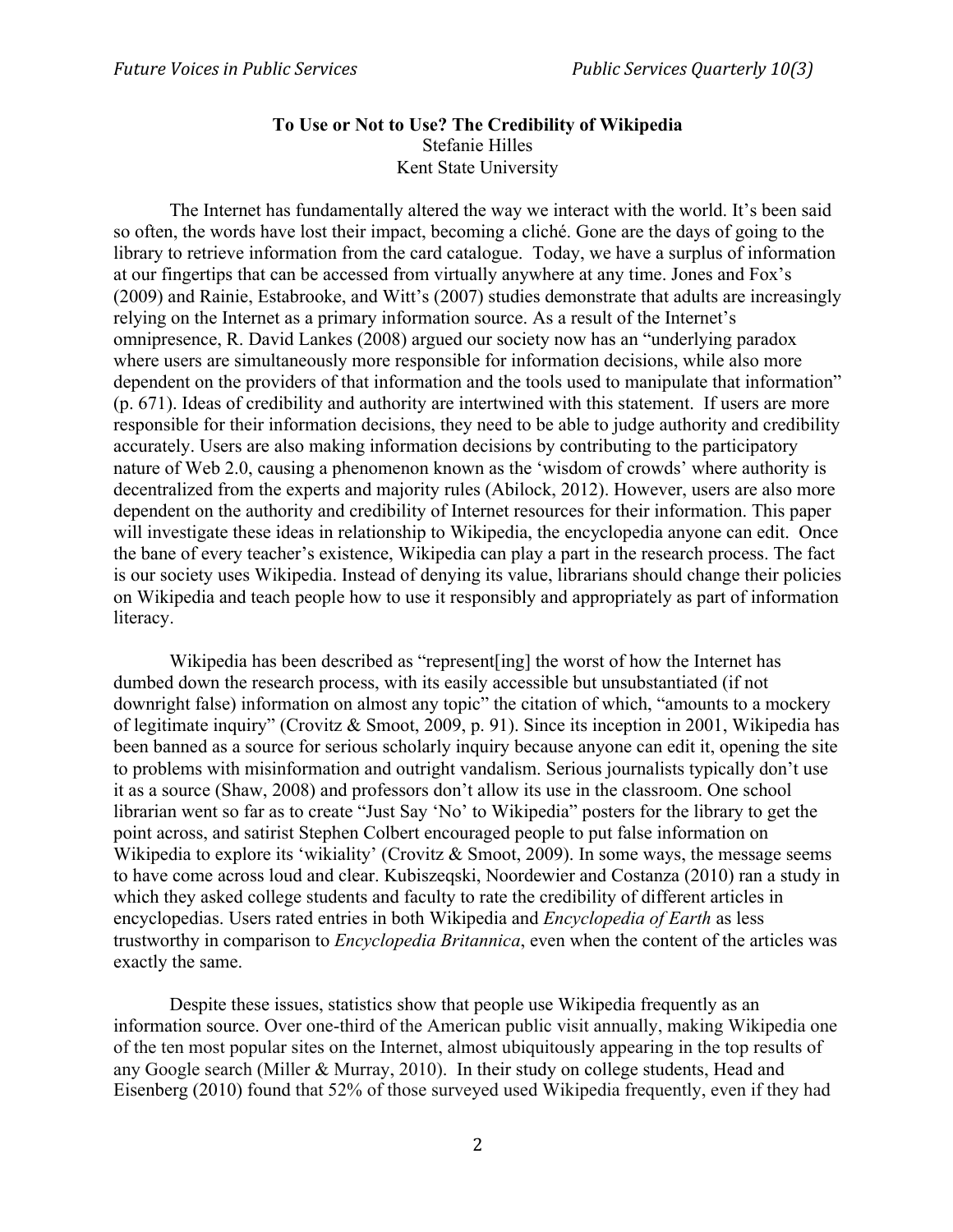**To Use or Not to Use? The Credibility of Wikipedia**

Stefanie Hilles

Kent State University

The Internet has fundamentally altered the way we interact with the world. It's been said so often, the words have lost their impact, becoming a cliché. Gone are the days of going to the library to retrieve information from the card catalogue. Today, we have a surplus of information at our fingertips that can be accessed from virtually anywhere at any time. Jones and Fox's (2009) and Rainie, Estabrooke, and Witt's (2007) studies demonstrate that adults are increasingly relying on the Internet as a primary information source. As a result of the Internet's omnipresence, R. David Lankes (2008) argued our society now has an "underlying paradox where users are simultaneously more responsible for information decisions, while also more dependent on the providers of that information and the tools used to manipulate that information" (p. 671). Ideas of credibility and authority are intertwined with this statement. If users are more responsible for their information decisions, they need to be able to judge authority and credibility accurately. Users are also making information decisions by contributing to the participatory nature of Web 2.0, causing a phenomenon known as the 'wisdom of crowds' where authority is decentralized from the experts and majority rules (Abilock, 2012). However, users are also more dependent on the authority and credibility of Internet resources for their information. This paper will investigate these ideas in relationship to Wikipedia, the encyclopedia anyone can edit. Once the bane of every teacher's existence, Wikipedia can play a part in the research process. The fact is our society uses Wikipedia. Instead of denying its value, librarians should change their policies on Wikipedia and teach people how to use it responsibly and appropriately as part of information literacy.

Wikipedia has been described as "represent[ing] the worst of how the Internet has dumbed down the research process, with its easily accessible but unsubstantiated (if not downright false) information on almost any topic" the citation of which, "amounts to a mockery of legitimate inquiry" (Crovitz & Smoot, 2009, p. 91). Since its inception in 2001, Wikipedia has been banned as a source for serious scholarly inquiry because anyone can edit it, opening the site to problems with misinformation and outright vandalism. Serious journalists typically don't use it as a source (Shaw, 2008) and professors don't allow its use in the classroom. One school librarian went so far as to create "Just Say 'No' to Wikipedia" posters for the library to get the point across, and satirist Stephen Colbert encouraged people to put false information on Wikipedia to explore its 'wikiality' (Crovitz & Smoot, 2009). In some ways, the message seems to have come across loud and clear. Kubiszeqski, Noordewier and Costanza (2010) ran a study in which they asked college students and faculty to rate the credibility of different articles in encyclopedias. Users rated entries in both Wikipedia and *Encyclopedia of Earth* as less trustworthy in comparison to *Encyclopedia Britannica*, even when the content of the articles was exactly the same.

Despite these issues, statistics show that people use Wikipedia frequently as an information source. Over one-third of the American public visit annually, making Wikipedia one of the ten most popular sites on the Internet, almost ubiquitously appearing in the top results of any Google search (Miller & Murray, 2010). In their study on college students, Head and Eisenberg (2010) found that 52% of those surveyed used Wikipedia frequently, even if they had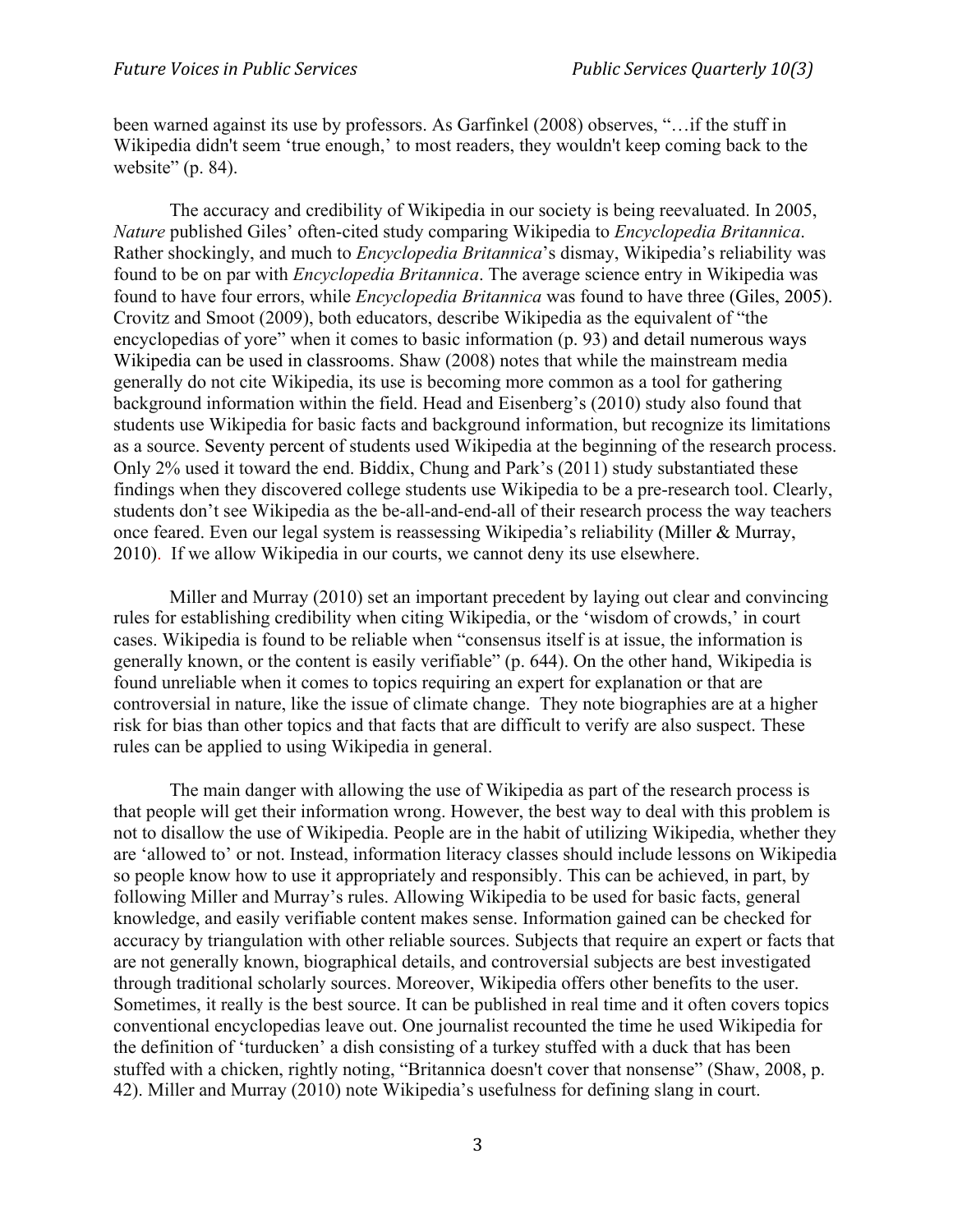been warned against its use by professors. As Garfinkel (2008) observes, "…if the stuff in Wikipedia didn't seem 'true enough,' to most readers, they wouldn't keep coming back to the website" (p. 84).

The accuracy and credibility of Wikipedia in our society is being reevaluated. In 2005, *Nature* published Giles' often-cited study comparing Wikipedia to *Encyclopedia Britannica*. Rather shockingly, and much to *Encyclopedia Britannica*'s dismay, Wikipedia's reliability was found to be on par with *Encyclopedia Britannica*. The average science entry in Wikipedia was found to have four errors, while *Encyclopedia Britannica* was found to have three (Giles, 2005). Crovitz and Smoot (2009), both educators, describe Wikipedia as the equivalent of "the encyclopedias of yore" when it comes to basic information (p. 93) and detail numerous ways Wikipedia can be used in classrooms. Shaw (2008) notes that while the mainstream media generally do not cite Wikipedia, its use is becoming more common as a tool for gathering background information within the field. Head and Eisenberg's (2010) study also found that students use Wikipedia for basic facts and background information, but recognize its limitations as a source. Seventy percent of students used Wikipedia at the beginning of the research process. Only 2% used it toward the end. Biddix, Chung and Park's (2011) study substantiated these findings when they discovered college students use Wikipedia to be a pre-research tool. Clearly, students don't see Wikipedia as the be-all-and-end-all of their research process the way teachers once feared. Even our legal system is reassessing Wikipedia's reliability (Miller & Murray, 2010). If we allow Wikipedia in our courts, we cannot deny its use elsewhere.

Miller and Murray (2010) set an important precedent by laying out clear and convincing rules for establishing credibility when citing Wikipedia, or the 'wisdom of crowds,' in court cases. Wikipedia is found to be reliable when "consensus itself is at issue, the information is generally known, or the content is easily verifiable" (p. 644). On the other hand, Wikipedia is found unreliable when it comes to topics requiring an expert for explanation or that are controversial in nature, like the issue of climate change. They note biographies are at a higher risk for bias than other topics and that facts that are difficult to verify are also suspect. These rules can be applied to using Wikipedia in general.

The main danger with allowing the use of Wikipedia as part of the research process is that people will get their information wrong. However, the best way to deal with this problem is not to disallow the use of Wikipedia. People are in the habit of utilizing Wikipedia, whether they are 'allowed to' or not. Instead, information literacy classes should include lessons on Wikipedia so people know how to use it appropriately and responsibly. This can be achieved, in part, by following Miller and Murray's rules. Allowing Wikipedia to be used for basic facts, general knowledge, and easily verifiable content makes sense. Information gained can be checked for accuracy by triangulation with other reliable sources. Subjects that require an expert or facts that are not generally known, biographical details, and controversial subjects are best investigated through traditional scholarly sources. Moreover, Wikipedia offers other benefits to the user. Sometimes, it really is the best source. It can be published in real time and it often covers topics conventional encyclopedias leave out. One journalist recounted the time he used Wikipedia for the definition of 'turducken' a dish consisting of a turkey stuffed with a duck that has been stuffed with a chicken, rightly noting, "Britannica doesn't cover that nonsense" (Shaw, 2008, p. 42). Miller and Murray (2010) note Wikipedia's usefulness for defining slang in court.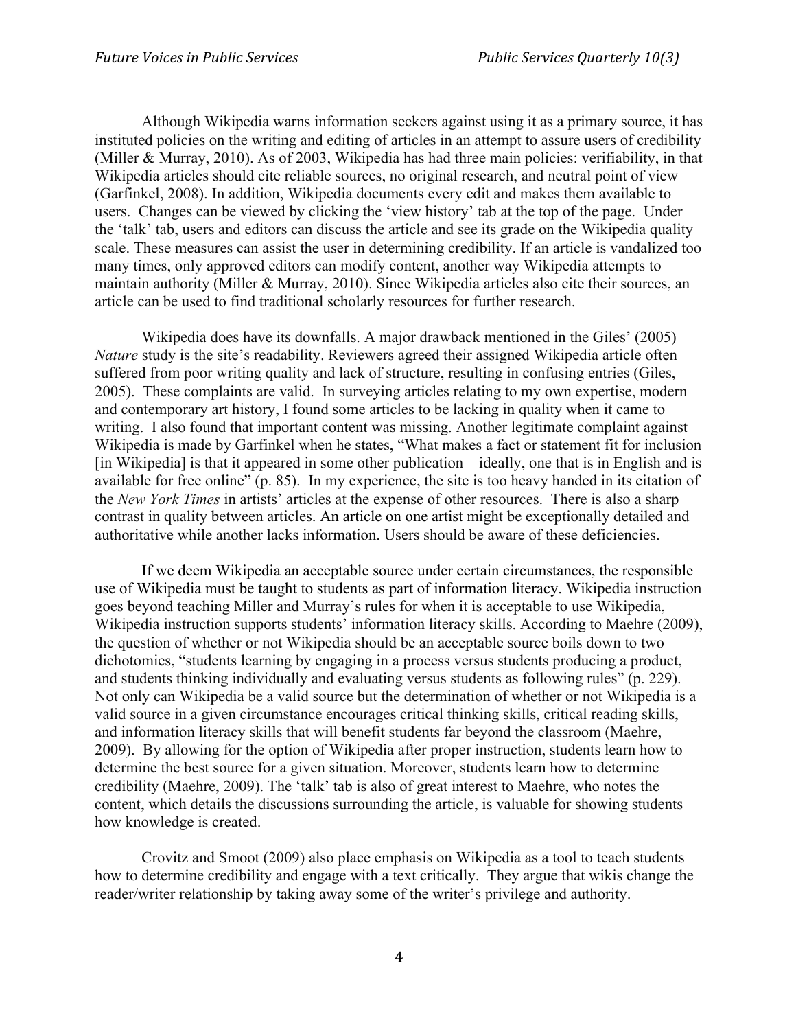Although Wikipedia warns information seekers against using it as a primary source, it has instituted policies on the writing and editing of articles in an attempt to assure users of credibility (Miller & Murray, 2010). As of 2003, Wikipedia has had three main policies: verifiability, in that Wikipedia articles should cite reliable sources, no original research, and neutral point of view (Garfinkel, 2008). In addition, Wikipedia documents every edit and makes them available to users. Changes can be viewed by clicking the 'view history' tab at the top of the page. Under the 'talk' tab, users and editors can discuss the article and see its grade on the Wikipedia quality scale. These measures can assist the user in determining credibility. If an article is vandalized too many times, only approved editors can modify content, another way Wikipedia attempts to maintain authority (Miller & Murray, 2010). Since Wikipedia articles also cite their sources, an article can be used to find traditional scholarly resources for further research.

Wikipedia does have its downfalls. A major drawback mentioned in the Giles' (2005) *Nature* study is the site's readability. Reviewers agreed their assigned Wikipedia article often suffered from poor writing quality and lack of structure, resulting in confusing entries (Giles, 2005). These complaints are valid. In surveying articles relating to my own expertise, modern and contemporary art history, I found some articles to be lacking in quality when it came to writing. I also found that important content was missing. Another legitimate complaint against Wikipedia is made by Garfinkel when he states, "What makes a fact or statement fit for inclusion [in Wikipedia] is that it appeared in some other publication—ideally, one that is in English and is available for free online" (p. 85). In my experience, the site is too heavy handed in its citation of the *New York Times* in artists' articles at the expense of other resources. There is also a sharp contrast in quality between articles. An article on one artist might be exceptionally detailed and authoritative while another lacks information. Users should be aware of these deficiencies.

If we deem Wikipedia an acceptable source under certain circumstances, the responsible use of Wikipedia must be taught to students as part of information literacy. Wikipedia instruction goes beyond teaching Miller and Murray's rules for when it is acceptable to use Wikipedia, Wikipedia instruction supports students' information literacy skills. According to Maehre (2009), the question of whether or not Wikipedia should be an acceptable source boils down to two dichotomies, "students learning by engaging in a process versus students producing a product, and students thinking individually and evaluating versus students as following rules" (p. 229). Not only can Wikipedia be a valid source but the determination of whether or not Wikipedia is a valid source in a given circumstance encourages critical thinking skills, critical reading skills, and information literacy skills that will benefit students far beyond the classroom (Maehre, 2009). By allowing for the option of Wikipedia after proper instruction, students learn how to determine the best source for a given situation. Moreover, students learn how to determine credibility (Maehre, 2009). The 'talk' tab is also of great interest to Maehre, who notes the content, which details the discussions surrounding the article, is valuable for showing students how knowledge is created.

Crovitz and Smoot (2009) also place emphasis on Wikipedia as a tool to teach students how to determine credibility and engage with a text critically. They argue that wikis change the reader/writer relationship by taking away some of the writer's privilege and authority.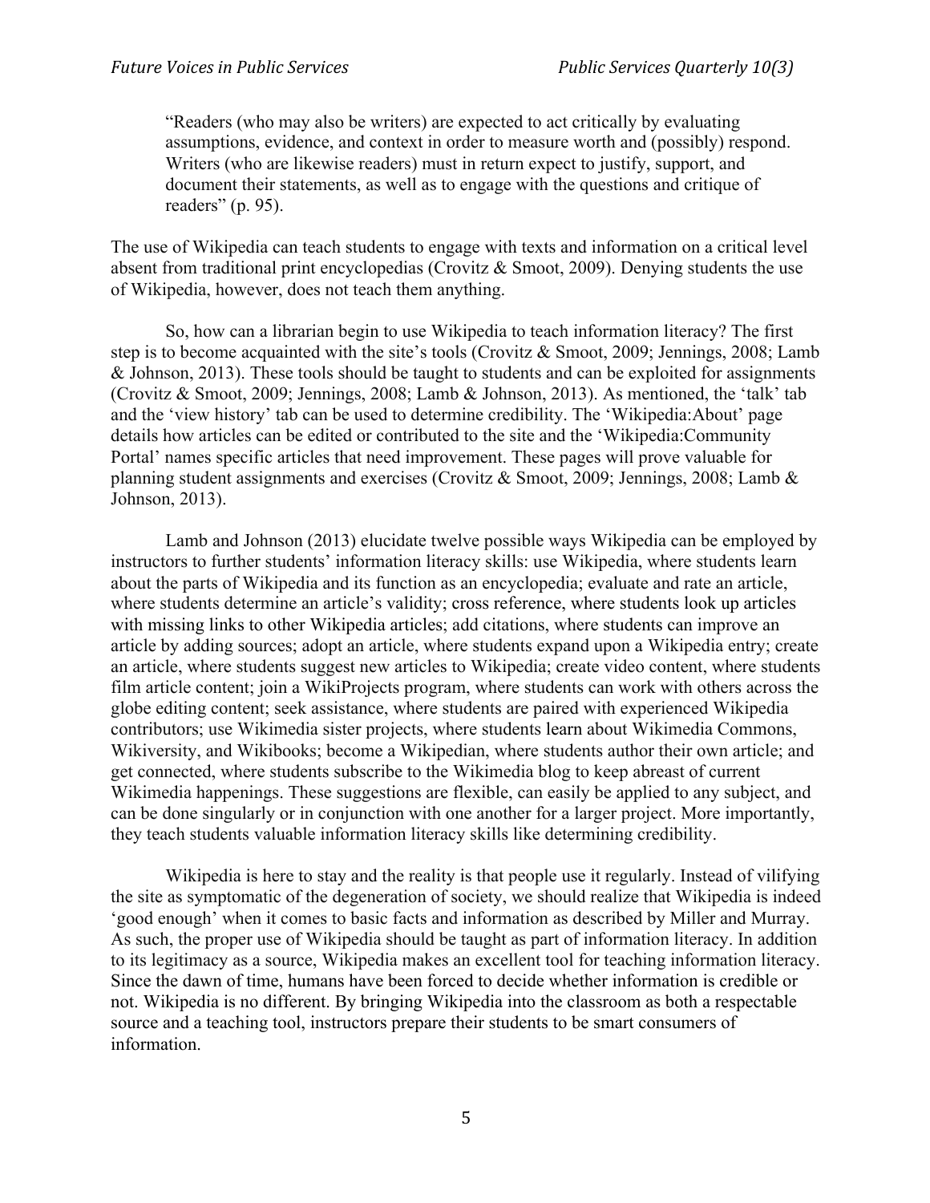> "Readers (who may also be writers) are expected to act critically by evaluating assumptions, evidence, and context in order to measure worth and (possibly) respond. Writers (who are likewise readers) must in return expect to justify, support, and document their statements, as well as to engage with the questions and critique of readers" (p. 95).

The use of Wikipedia can teach students to engage with texts and information on a critical level absent from traditional print encyclopedias (Crovitz & Smoot, 2009). Denying students the use of Wikipedia, however, does not teach them anything.

So, how can a librarian begin to use Wikipedia to teach information literacy? The first step is to become acquainted with the site's tools (Crovitz & Smoot, 2009; Jennings, 2008; Lamb & Johnson, 2013). These tools should be taught to students and can be exploited for assignments (Crovitz & Smoot, 2009; Jennings, 2008; Lamb & Johnson, 2013). As mentioned, the 'talk' tab and the 'view history' tab can be used to determine credibility. The 'Wikipedia:About' page details how articles can be edited or contributed to the site and the 'Wikipedia:Community Portal' names specific articles that need improvement. These pages will prove valuable for planning student assignments and exercises (Crovitz & Smoot, 2009; Jennings, 2008; Lamb & Johnson, 2013).

Lamb and Johnson (2013) elucidate twelve possible ways Wikipedia can be employed by instructors to further students' information literacy skills: use Wikipedia, where students learn about the parts of Wikipedia and its function as an encyclopedia; evaluate and rate an article, where students determine an article's validity; cross reference, where students look up articles with missing links to other Wikipedia articles; add citations, where students can improve an article by adding sources; adopt an article, where students expand upon a Wikipedia entry; create an article, where students suggest new articles to Wikipedia; create video content, where students film article content; join a WikiProjects program, where students can work with others across the globe editing content; seek assistance, where students are paired with experienced Wikipedia contributors; use Wikimedia sister projects, where students learn about Wikimedia Commons, Wikiversity, and Wikibooks; become a Wikipedian, where students author their own article; and get connected, where students subscribe to the Wikimedia blog to keep abreast of current Wikimedia happenings. These suggestions are flexible, can easily be applied to any subject, and can be done singularly or in conjunction with one another for a larger project. More importantly, they teach students valuable information literacy skills like determining credibility.

Wikipedia is here to stay and the reality is that people use it regularly. Instead of vilifying the site as symptomatic of the degeneration of society, we should realize that Wikipedia is indeed 'good enough' when it comes to basic facts and information as described by Miller and Murray. As such, the proper use of Wikipedia should be taught as part of information literacy. In addition to its legitimacy as a source, Wikipedia makes an excellent tool for teaching information literacy. Since the dawn of time, humans have been forced to decide whether information is credible or not. Wikipedia is no different. By bringing Wikipedia into the classroom as both a respectable source and a teaching tool, instructors prepare their students to be smart consumers of information.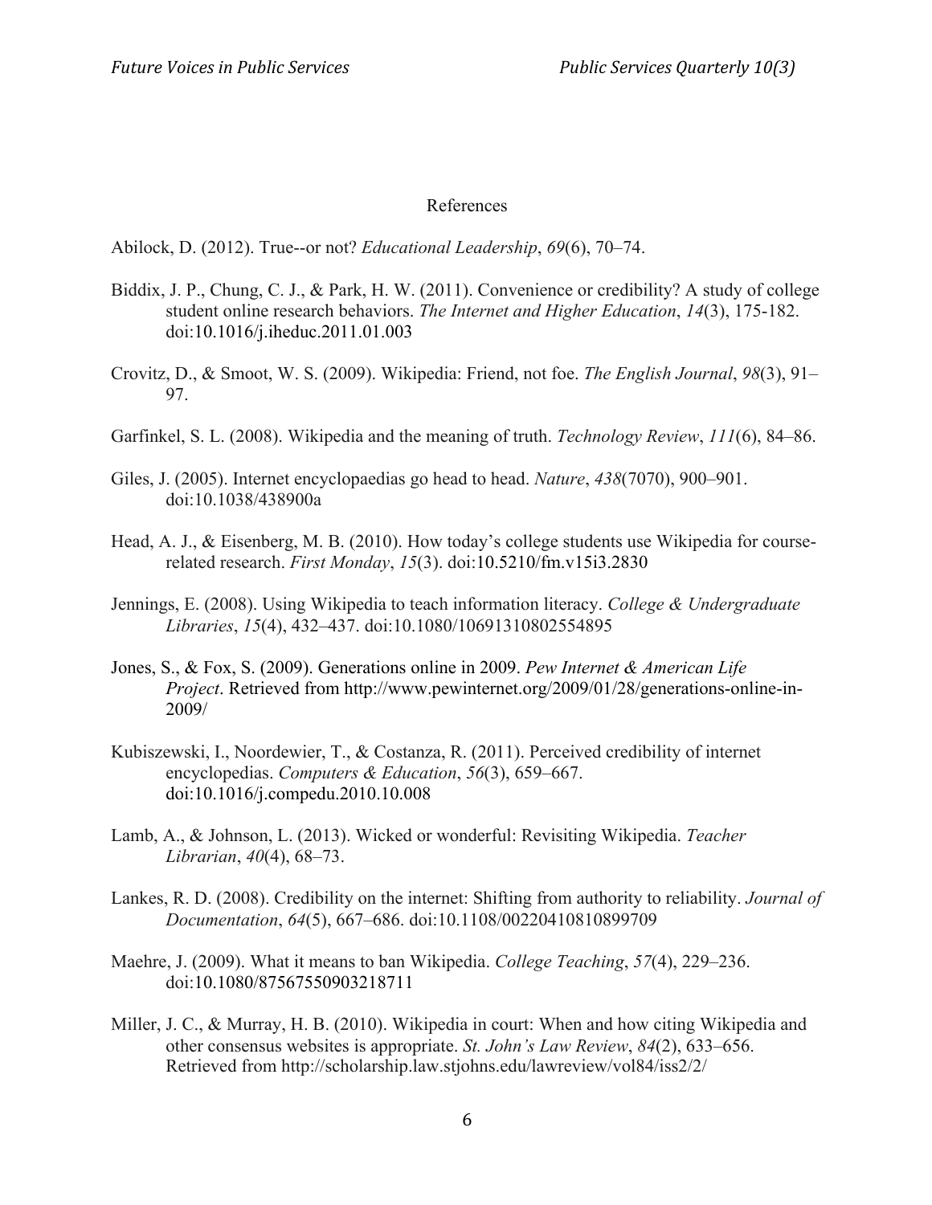# References

Abilock, D. (2012). True--or not? *Educational Leadership*, *69*(6), 70–74.

Biddix, J. P., Chung, C. J., & Park, H. W. (2011). Convenience or credibility? A study of college student online research behaviors. *The Internet and Higher Education*, *14*(3), 175-182. doi:10.1016/j.iheduc.2011.01.003

Crovitz, D., & Smoot, W. S. (2009). Wikipedia: Friend, not foe. *The English Journal*, *98*(3), 91–97.

Garfinkel, S. L. (2008). Wikipedia and the meaning of truth. *Technology Review*, *111*(6), 84–86.

Giles, J. (2005). Internet encyclopaedias go head to head. *Nature*, *438*(7070), 900–901. doi:10.1038/438900a

Head, A. J., & Eisenberg, M. B. (2010). How today's college students use Wikipedia for course-related research. *First Monday*, *15*(3). doi:10.5210/fm.v15i3.2830

Jennings, E. (2008). Using Wikipedia to teach information literacy. *College & Undergraduate Libraries*, *15*(4), 432–437. doi:10.1080/10691310802554895

Jones, S., & Fox, S. (2009). Generations online in 2009. *Pew Internet & American Life Project*. Retrieved from http://www.pewinternet.org/2009/01/28/generations-online-in-2009/

Kubiszewski, I., Noordewier, T., & Costanza, R. (2011). Perceived credibility of internet encyclopedias. *Computers & Education*, *56*(3), 659–667. doi:10.1016/j.compedu.2010.10.008

Lamb, A., & Johnson, L. (2013). Wicked or wonderful: Revisiting Wikipedia. *Teacher Librarian*, *40*(4), 68–73.

Lankes, R. D. (2008). Credibility on the internet: Shifting from authority to reliability. *Journal of Documentation*, *64*(5), 667–686. doi:10.1108/00220410810899709

Maehre, J. (2009). What it means to ban Wikipedia. *College Teaching*, *57*(4), 229–236. doi:10.1080/87567550903218711

Miller, J. C., & Murray, H. B. (2010). Wikipedia in court: When and how citing Wikipedia and other consensus websites is appropriate. *St. John's Law Review*, *84*(2), 633–656. Retrieved from http://scholarship.law.stjohns.edu/lawreview/vol84/iss2/2/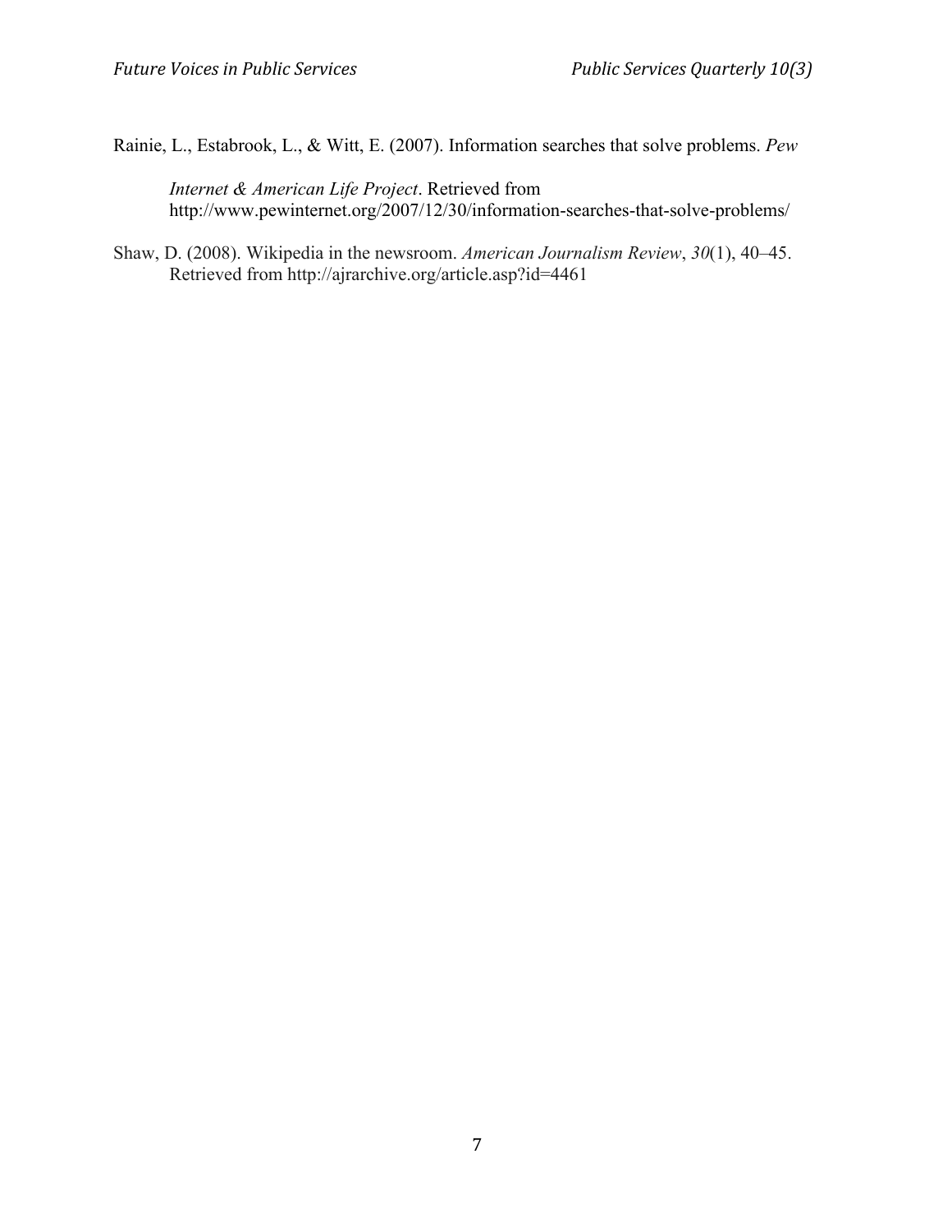Rainie, L., Estabrook, L., & Witt, E. (2007). Information searches that solve problems. *Pew Internet & American Life Project*. Retrieved from http://www.pewinternet.org/2007/12/30/information-searches-that-solve-problems/

Shaw, D. (2008). Wikipedia in the newsroom. *American Journalism Review*, *30*(1), 40–45. Retrieved from http://ajrarchive.org/article.asp?id=4461